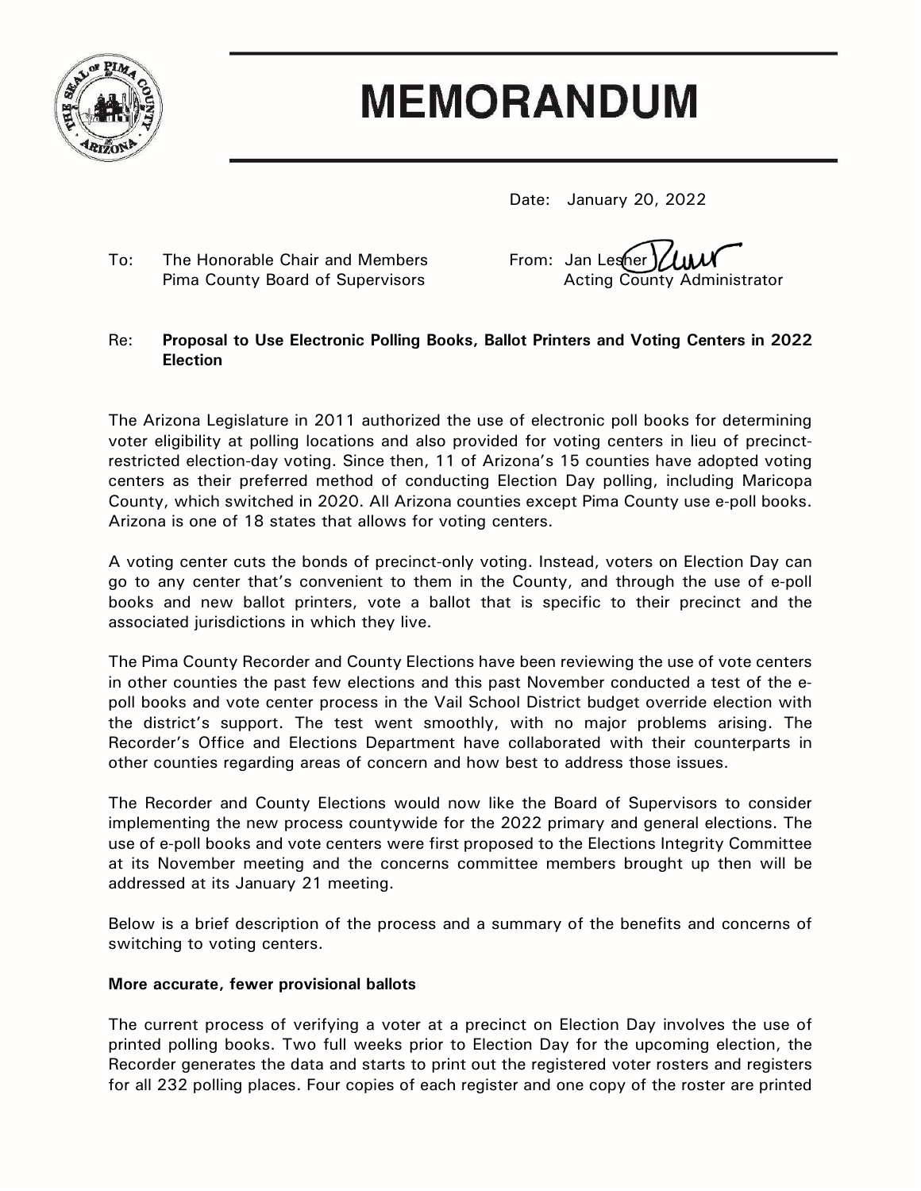# MEMORANDUM

Date: January 20, 2022

To: The Honorable Chair and Members
Pima County Board of Supervisors

From: Jan Lesher
Acting County Administrator

Re: **Proposal to Use Electronic Polling Books, Ballot Printers and Voting Centers in 2022 Election**

The Arizona Legislature in 2011 authorized the use of electronic poll books for determining voter eligibility at polling locations and also provided for voting centers in lieu of precinct-restricted election-day voting. Since then, 11 of Arizona's 15 counties have adopted voting centers as their preferred method of conducting Election Day polling, including Maricopa County, which switched in 2020. All Arizona counties except Pima County use e-poll books. Arizona is one of 18 states that allows for voting centers.

A voting center cuts the bonds of precinct-only voting. Instead, voters on Election Day can go to any center that's convenient to them in the County, and through the use of e-poll books and new ballot printers, vote a ballot that is specific to their precinct and the associated jurisdictions in which they live.

The Pima County Recorder and County Elections have been reviewing the use of vote centers in other counties the past few elections and this past November conducted a test of the e-poll books and vote center process in the Vail School District budget override election with the district's support. The test went smoothly, with no major problems arising. The Recorder's Office and Elections Department have collaborated with their counterparts in other counties regarding areas of concern and how best to address those issues.

The Recorder and County Elections would now like the Board of Supervisors to consider implementing the new process countywide for the 2022 primary and general elections. The use of e-poll books and vote centers were first proposed to the Elections Integrity Committee at its November meeting and the concerns committee members brought up then will be addressed at its January 21 meeting.

Below is a brief description of the process and a summary of the benefits and concerns of switching to voting centers.

**More accurate, fewer provisional ballots**

The current process of verifying a voter at a precinct on Election Day involves the use of printed polling books. Two full weeks prior to Election Day for the upcoming election, the Recorder generates the data and starts to print out the registered voter rosters and registers for all 232 polling places. Four copies of each register and one copy of the roster are printed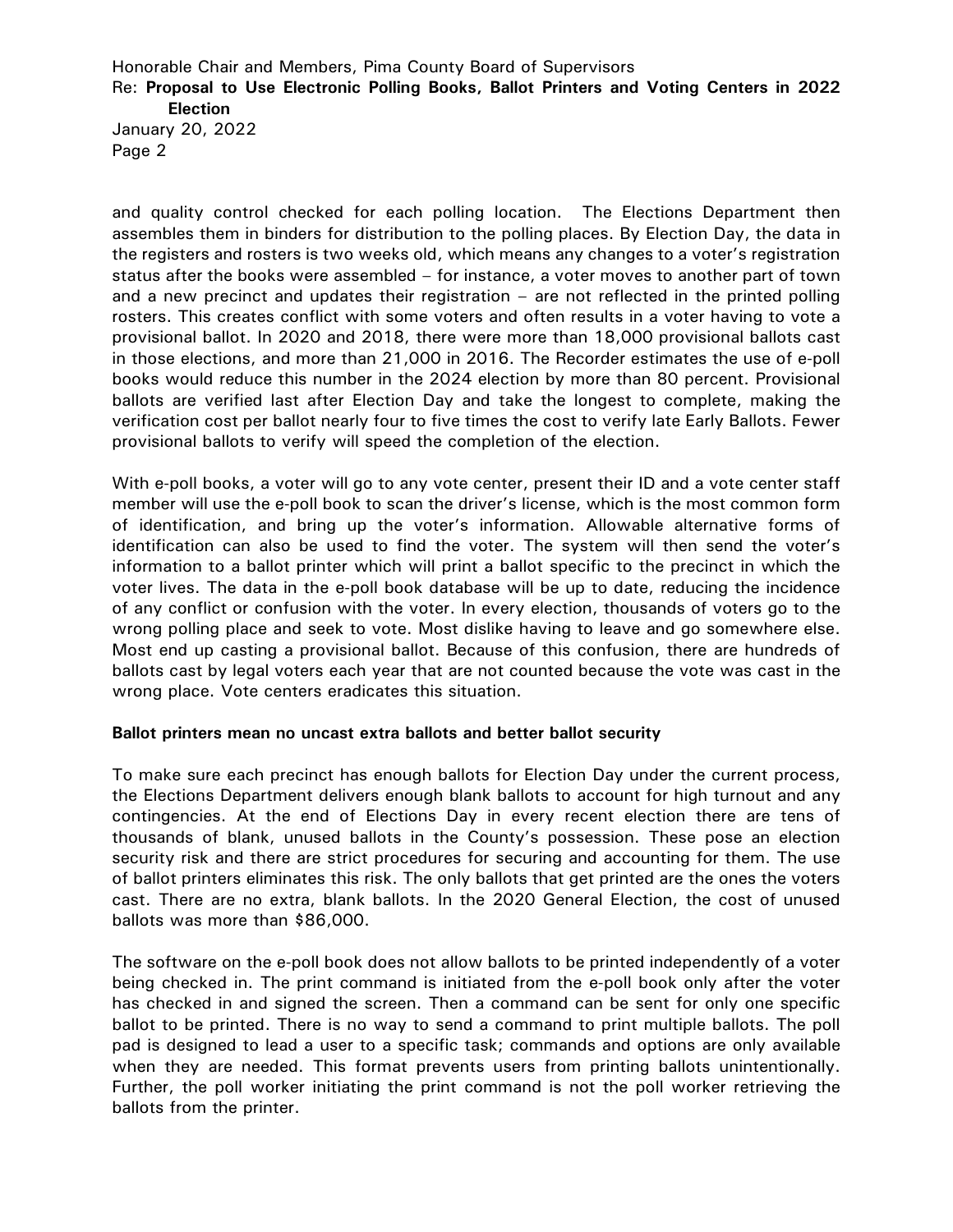and quality control checked for each polling location. The Elections Department then assembles them in binders for distribution to the polling places. By Election Day, the data in the registers and rosters is two weeks old, which means any changes to a voter's registration status after the books were assembled – for instance, a voter moves to another part of town and a new precinct and updates their registration – are not reflected in the printed polling rosters. This creates conflict with some voters and often results in a voter having to vote a provisional ballot. In 2020 and 2018, there were more than 18,000 provisional ballots cast in those elections, and more than 21,000 in 2016. The Recorder estimates the use of e-poll books would reduce this number in the 2024 election by more than 80 percent. Provisional ballots are verified last after Election Day and take the longest to complete, making the verification cost per ballot nearly four to five times the cost to verify late Early Ballots. Fewer provisional ballots to verify will speed the completion of the election.

With e-poll books, a voter will go to any vote center, present their ID and a vote center staff member will use the e-poll book to scan the driver's license, which is the most common form of identification, and bring up the voter's information. Allowable alternative forms of identification can also be used to find the voter. The system will then send the voter's information to a ballot printer which will print a ballot specific to the precinct in which the voter lives. The data in the e-poll book database will be up to date, reducing the incidence of any conflict or confusion with the voter. In every election, thousands of voters go to the wrong polling place and seek to vote. Most dislike having to leave and go somewhere else. Most end up casting a provisional ballot. Because of this confusion, there are hundreds of ballots cast by legal voters each year that are not counted because the vote was cast in the wrong place. Vote centers eradicates this situation.

**Ballot printers mean no uncast extra ballots and better ballot security**

To make sure each precinct has enough ballots for Election Day under the current process, the Elections Department delivers enough blank ballots to account for high turnout and any contingencies. At the end of Elections Day in every recent election there are tens of thousands of blank, unused ballots in the County's possession. These pose an election security risk and there are strict procedures for securing and accounting for them. The use of ballot printers eliminates this risk. The only ballots that get printed are the ones the voters cast. There are no extra, blank ballots. In the 2020 General Election, the cost of unused ballots was more than $86,000.

The software on the e-poll book does not allow ballots to be printed independently of a voter being checked in. The print command is initiated from the e-poll book only after the voter has checked in and signed the screen. Then a command can be sent for only one specific ballot to be printed. There is no way to send a command to print multiple ballots. The poll pad is designed to lead a user to a specific task; commands and options are only available when they are needed. This format prevents users from printing ballots unintentionally. Further, the poll worker initiating the print command is not the poll worker retrieving the ballots from the printer.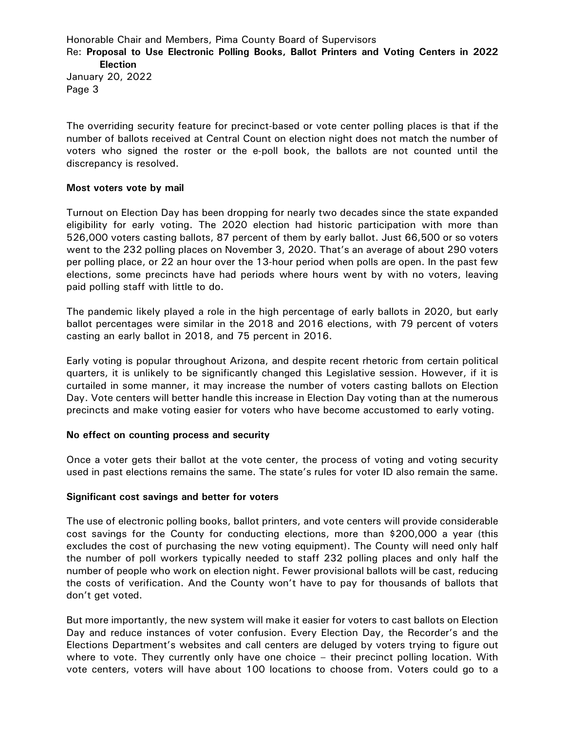The overriding security feature for precinct-based or vote center polling places is that if the number of ballots received at Central Count on election night does not match the number of voters who signed the roster or the e-poll book, the ballots are not counted until the discrepancy is resolved.

**Most voters vote by mail**

Turnout on Election Day has been dropping for nearly two decades since the state expanded eligibility for early voting. The 2020 election had historic participation with more than 526,000 voters casting ballots, 87 percent of them by early ballot. Just 66,500 or so voters went to the 232 polling places on November 3, 2020. That's an average of about 290 voters per polling place, or 22 an hour over the 13-hour period when polls are open. In the past few elections, some precincts have had periods where hours went by with no voters, leaving paid polling staff with little to do.

The pandemic likely played a role in the high percentage of early ballots in 2020, but early ballot percentages were similar in the 2018 and 2016 elections, with 79 percent of voters casting an early ballot in 2018, and 75 percent in 2016.

Early voting is popular throughout Arizona, and despite recent rhetoric from certain political quarters, it is unlikely to be significantly changed this Legislative session. However, if it is curtailed in some manner, it may increase the number of voters casting ballots on Election Day. Vote centers will better handle this increase in Election Day voting than at the numerous precincts and make voting easier for voters who have become accustomed to early voting.

**No effect on counting process and security**

Once a voter gets their ballot at the vote center, the process of voting and voting security used in past elections remains the same. The state's rules for voter ID also remain the same.

**Significant cost savings and better for voters**

The use of electronic polling books, ballot printers, and vote centers will provide considerable cost savings for the County for conducting elections, more than $200,000 a year (this excludes the cost of purchasing the new voting equipment). The County will need only half the number of poll workers typically needed to staff 232 polling places and only half the number of people who work on election night. Fewer provisional ballots will be cast, reducing the costs of verification. And the County won't have to pay for thousands of ballots that don't get voted.

But more importantly, the new system will make it easier for voters to cast ballots on Election Day and reduce instances of voter confusion. Every Election Day, the Recorder's and the Elections Department's websites and call centers are deluged by voters trying to figure out where to vote. They currently only have one choice – their precinct polling location. With vote centers, voters will have about 100 locations to choose from. Voters could go to a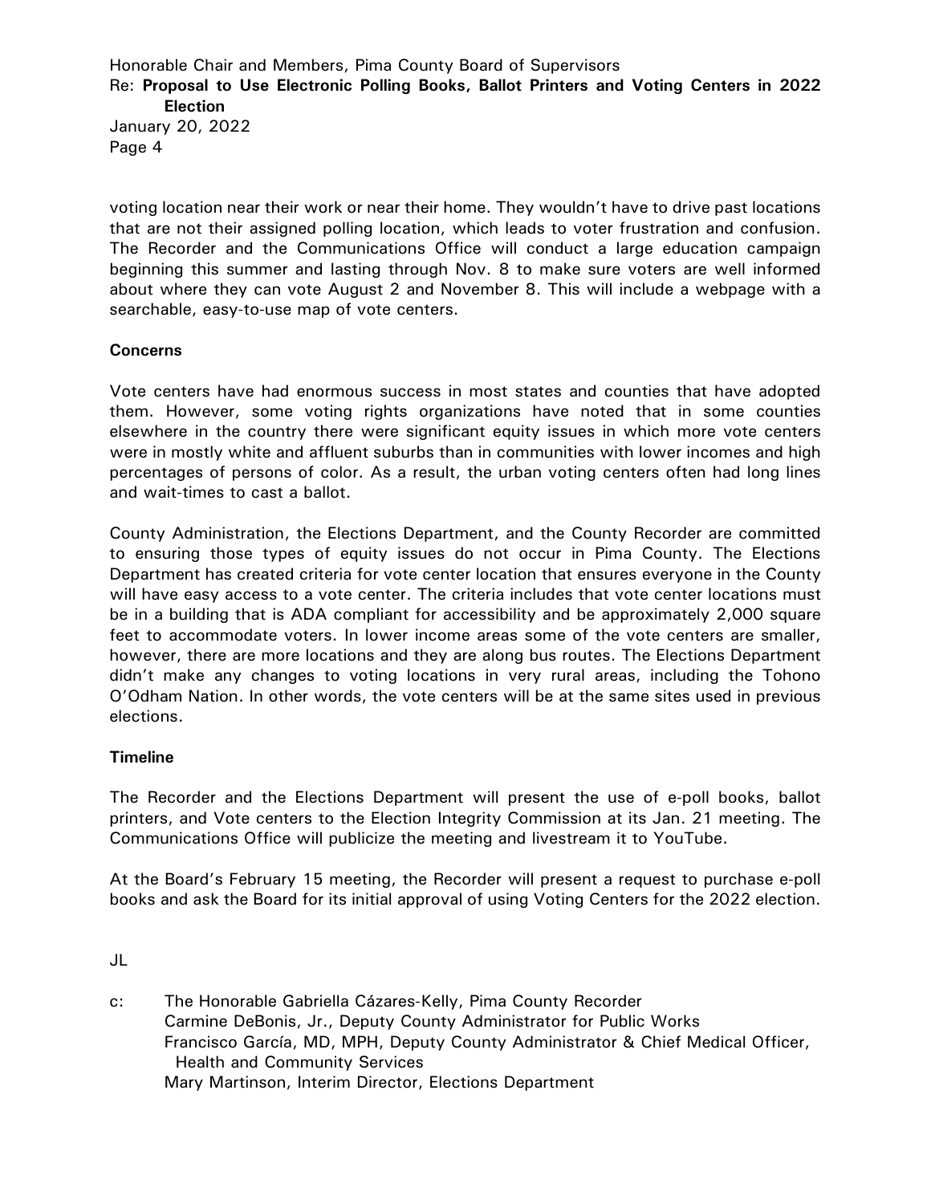voting location near their work or near their home. They wouldn't have to drive past locations that are not their assigned polling location, which leads to voter frustration and confusion. The Recorder and the Communications Office will conduct a large education campaign beginning this summer and lasting through Nov. 8 to make sure voters are well informed about where they can vote August 2 and November 8. This will include a webpage with a searchable, easy-to-use map of vote centers.

**Concerns**

Vote centers have had enormous success in most states and counties that have adopted them. However, some voting rights organizations have noted that in some counties elsewhere in the country there were significant equity issues in which more vote centers were in mostly white and affluent suburbs than in communities with lower incomes and high percentages of persons of color. As a result, the urban voting centers often had long lines and wait-times to cast a ballot.

County Administration, the Elections Department, and the County Recorder are committed to ensuring those types of equity issues do not occur in Pima County. The Elections Department has created criteria for vote center location that ensures everyone in the County will have easy access to a vote center. The criteria includes that vote center locations must be in a building that is ADA compliant for accessibility and be approximately 2,000 square feet to accommodate voters. In lower income areas some of the vote centers are smaller, however, there are more locations and they are along bus routes. The Elections Department didn't make any changes to voting locations in very rural areas, including the Tohono O'Odham Nation. In other words, the vote centers will be at the same sites used in previous elections.

**Timeline**

The Recorder and the Elections Department will present the use of e-poll books, ballot printers, and Vote centers to the Election Integrity Commission at its Jan. 21 meeting. The Communications Office will publicize the meeting and livestream it to YouTube.

At the Board's February 15 meeting, the Recorder will present a request to purchase e-poll books and ask the Board for its initial approval of using Voting Centers for the 2022 election.

JL

c: The Honorable Gabriella Cázares-Kelly, Pima County Recorder
Carmine DeBonis, Jr., Deputy County Administrator for Public Works
Francisco García, MD, MPH, Deputy County Administrator & Chief Medical Officer, Health and Community Services
Mary Martinson, Interim Director, Elections Department